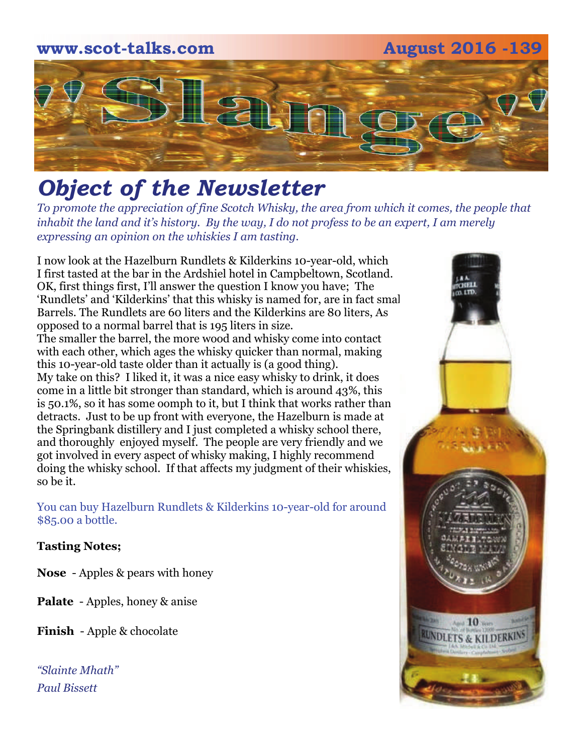www.scot-talks.com August 2016 -139

# "Slange"

## *Object of the Newsletter*

*To promote the appreciation of fine Scotch Whisky, the area from which it comes, the people that inhabit the land and it's history. By the way, I do not profess to be an expert, I am merely expressing an opinion on the whiskies I am tasting.*

I now look at the Hazelburn Rundlets & Kilderkins 10-year-old, which I first tasted at the bar in the Ardshiel hotel in Campbeltown, Scotland. OK, first things first, I'll answer the question I know you have; The 'Rundlets' and 'Kilderkins' that this whisky is named for, are in fact smal Barrels. The Rundlets are 60 liters and the Kilderkins are 80 liters, As opposed to a normal barrel that is 195 liters in size.

The smaller the barrel, the more wood and whisky come into contact with each other, which ages the whisky quicker than normal, making this 10-year-old taste older than it actually is (a good thing).

My take on this? I liked it, it was a nice easy whisky to drink, it does come in a little bit stronger than standard, which is around 43%, this is 50.1%, so it has some oomph to it, but I think that works rather than detracts. Just to be up front with everyone, the Hazelburn is made at the Springbank distillery and I just completed a whisky school there, and thoroughly enjoyed myself. The people are very friendly and we got involved in every aspect of whisky making, I highly recommend doing the whisky school. If that affects my judgment of their whiskies, so be it.

You can buy Hazelburn Rundlets & Kilderkins 10-year-old for around $85.00 a bottle.

**Tasting Notes;**

**Nose** - Apples & pears with honey

**Palate** - Apples, honey & anise

**Finish** - Apple & chocolate

*"Slainte Mhath"*

*Paul Bissett*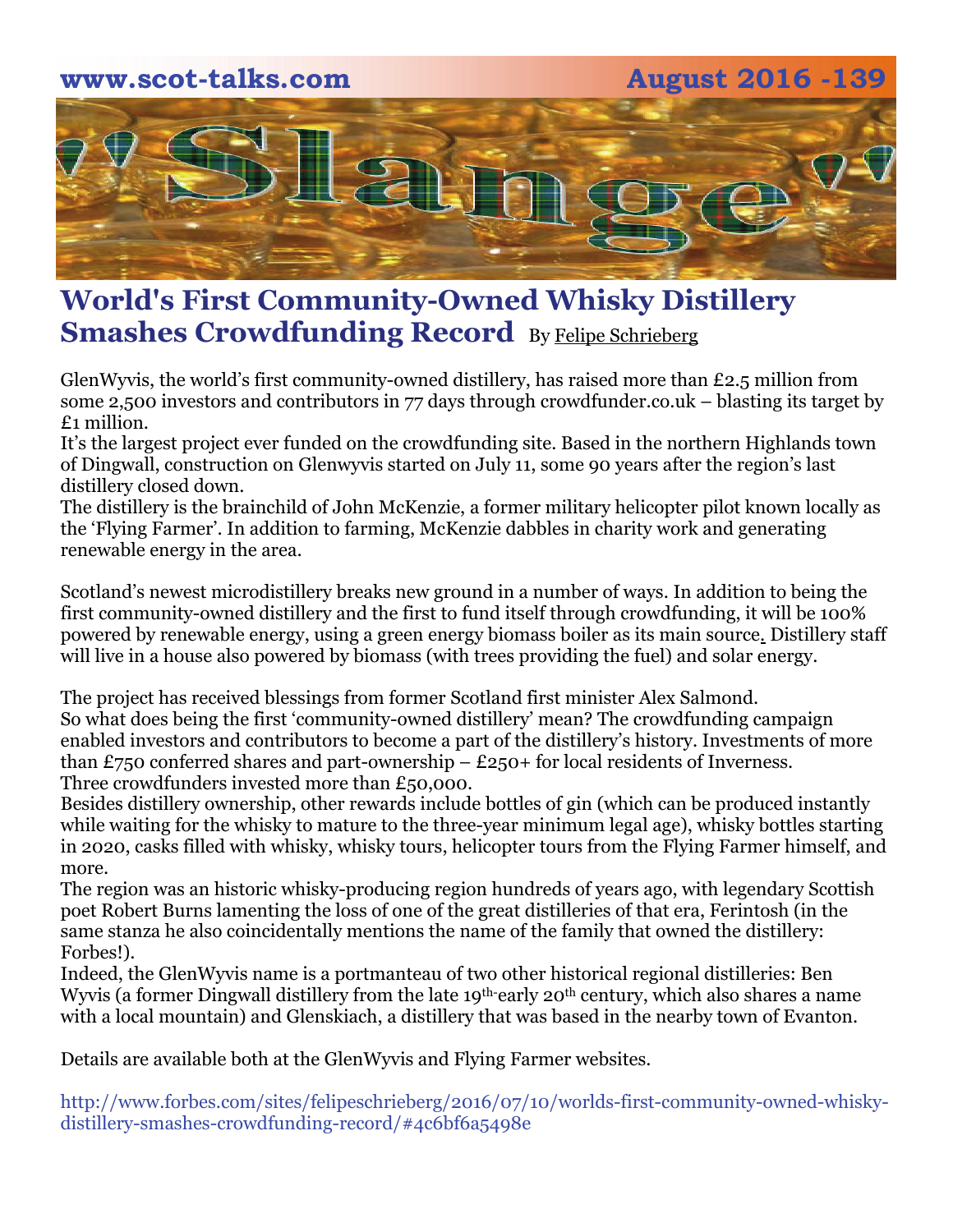# World's First Community-Owned Whisky Distillery Smashes Crowdfunding Record

By Felipe Schrieberg

GlenWyvis, the world's first community-owned distillery, has raised more than £2.5 million from some 2,500 investors and contributors in 77 days through crowdfunder.co.uk – blasting its target by £1 million.

It's the largest project ever funded on the crowdfunding site. Based in the northern Highlands town of Dingwall, construction on Glenwyvis started on July 11, some 90 years after the region's last distillery closed down.

The distillery is the brainchild of John McKenzie, a former military helicopter pilot known locally as the 'Flying Farmer'. In addition to farming, McKenzie dabbles in charity work and generating renewable energy in the area.

Scotland's newest microdistillery breaks new ground in a number of ways. In addition to being the first community-owned distillery and the first to fund itself through crowdfunding, it will be 100% powered by renewable energy, using a green energy biomass boiler as its main source. Distillery staff will live in a house also powered by biomass (with trees providing the fuel) and solar energy.

The project has received blessings from former Scotland first minister Alex Salmond.

So what does being the first 'community-owned distillery' mean? The crowdfunding campaign enabled investors and contributors to become a part of the distillery's history. Investments of more than £750 conferred shares and part-ownership – £250+ for local residents of Inverness.

Three crowdfunders invested more than £50,000.

Besides distillery ownership, other rewards include bottles of gin (which can be produced instantly while waiting for the whisky to mature to the three-year minimum legal age), whisky bottles starting in 2020, casks filled with whisky, whisky tours, helicopter tours from the Flying Farmer himself, and more.

The region was an historic whisky-producing region hundreds of years ago, with legendary Scottish poet Robert Burns lamenting the loss of one of the great distilleries of that era, Ferintosh (in the same stanza he also coincidentally mentions the name of the family that owned the distillery: Forbes!).

Indeed, the GlenWyvis name is a portmanteau of two other historical regional distilleries: Ben Wyvis (a former Dingwall distillery from the late 19th-early 20th century, which also shares a name with a local mountain) and Glenskiach, a distillery that was based in the nearby town of Evanton.

Details are available both at the GlenWyvis and Flying Farmer websites.

http://www.forbes.com/sites/felipeschrieberg/2016/07/10/worlds-first-community-owned-whisky-distillery-smashes-crowdfunding-record/#4c6bf6a5498e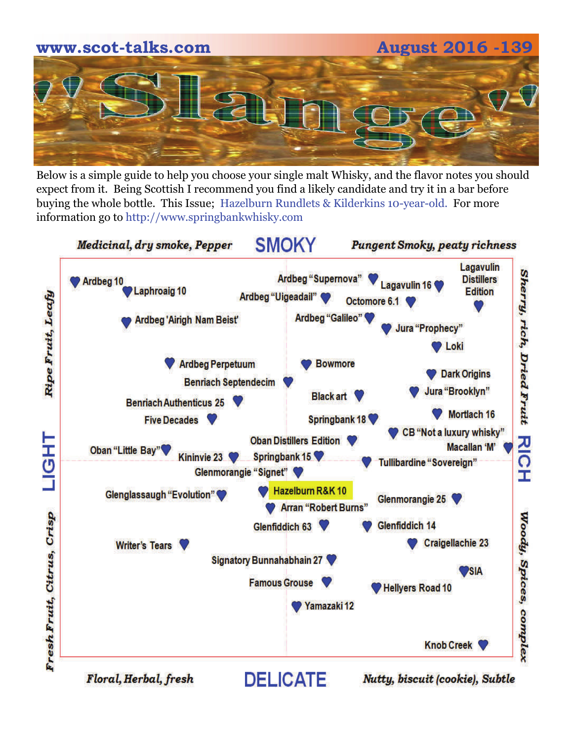# 'Slange'

Below is a simple guide to help you choose your single malt Whisky, and the flavor notes you should expect from it. Being Scottish I recommend you find a likely candidate and try it in a bar before buying the whole bottle. This Issue; Hazelburn Rundlets & Kilderkins 10-year-old. For more information go to http://www.springbankwhisky.com

**SMOKY**

*Medicinal, dry smoke, Pepper* — *Pungent Smoky, peaty richness*

**LIGHT** — *Ripe Fruit, Leafy* / *Fresh Fruit, Citrus, Crisp*

**RICH** — *Sherry, rich, Dried Fruit* / *Woody, Spices, complex*

**DELICATE**

*Floral, Herbal, fresh* — *Nutty, biscuit (cookie), Subtle*

- Ardbeg 10
- Laphroaig 10
- Ardbeg 'Airigh Nam Beist'
- Ardbeg "Supernova"
- Ardbeg "Uigeadail"
- Lagavulin 16
- Lagavulin Distillers Edition
- Octomore 6.1
- Ardbeg "Galileo"
- Jura "Prophecy"
- Loki
- Ardbeg Perpetuum
- Bowmore
- Benriach Septendecim
- Dark Origins
- Black art
- Jura "Brooklyn"
- Benriach Authenticus 25
- Five Decades
- Springbank 18
- Mortlach 16
- CB "Not a luxury whisky"
- Oban Distillers Edition
- Oban "Little Bay"
- Kininvie 23
- Springbank 15
- Macallan 'M'
- Tullibardine "Sovereign"
- Glenmorangie "Signet"
- Glenglassaugh "Evolution"
- Hazelburn R&K 10
- Arran "Robert Burns"
- Glenmorangie 25
- Glenfiddich 63
- Glenfiddich 14
- Writer's Tears
- Craigellachie 23
- Signatory Bunnahabhain 27
- SIA
- Famous Grouse
- Hellyers Road 10
- Yamazaki 12
- Knob Creek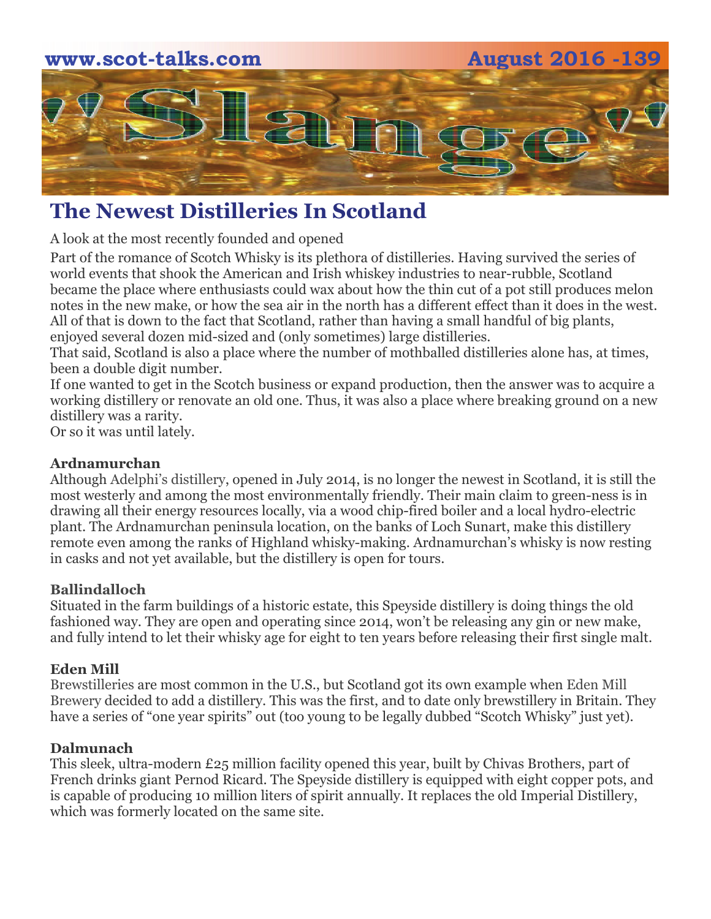## The Newest Distilleries In Scotland

A look at the most recently founded and opened

Part of the romance of Scotch Whisky is its plethora of distilleries. Having survived the series of world events that shook the American and Irish whiskey industries to near-rubble, Scotland became the place where enthusiasts could wax about how the thin cut of a pot still produces melon notes in the new make, or how the sea air in the north has a different effect than it does in the west. All of that is down to the fact that Scotland, rather than having a small handful of big plants, enjoyed several dozen mid-sized and (only sometimes) large distilleries.

That said, Scotland is also a place where the number of mothballed distilleries alone has, at times, been a double digit number.

If one wanted to get in the Scotch business or expand production, then the answer was to acquire a working distillery or renovate an old one. Thus, it was also a place where breaking ground on a new distillery was a rarity.

Or so it was until lately.

**Ardnamurchan**

Although Adelphi's distillery, opened in July 2014, is no longer the newest in Scotland, it is still the most westerly and among the most environmentally friendly. Their main claim to green-ness is in drawing all their energy resources locally, via a wood chip-fired boiler and a local hydro-electric plant. The Ardnamurchan peninsula location, on the banks of Loch Sunart, make this distillery remote even among the ranks of Highland whisky-making. Ardnamurchan's whisky is now resting in casks and not yet available, but the distillery is open for tours.

**Ballindalloch**

Situated in the farm buildings of a historic estate, this Speyside distillery is doing things the old fashioned way. They are open and operating since 2014, won't be releasing any gin or new make, and fully intend to let their whisky age for eight to ten years before releasing their first single malt.

**Eden Mill**

Brewstilleries are most common in the U.S., but Scotland got its own example when Eden Mill Brewery decided to add a distillery. This was the first, and to date only brewstillery in Britain. They have a series of "one year spirits" out (too young to be legally dubbed "Scotch Whisky" just yet).

**Dalmunach**

This sleek, ultra-modern £25 million facility opened this year, built by Chivas Brothers, part of French drinks giant Pernod Ricard. The Speyside distillery is equipped with eight copper pots, and is capable of producing 10 million liters of spirit annually. It replaces the old Imperial Distillery, which was formerly located on the same site.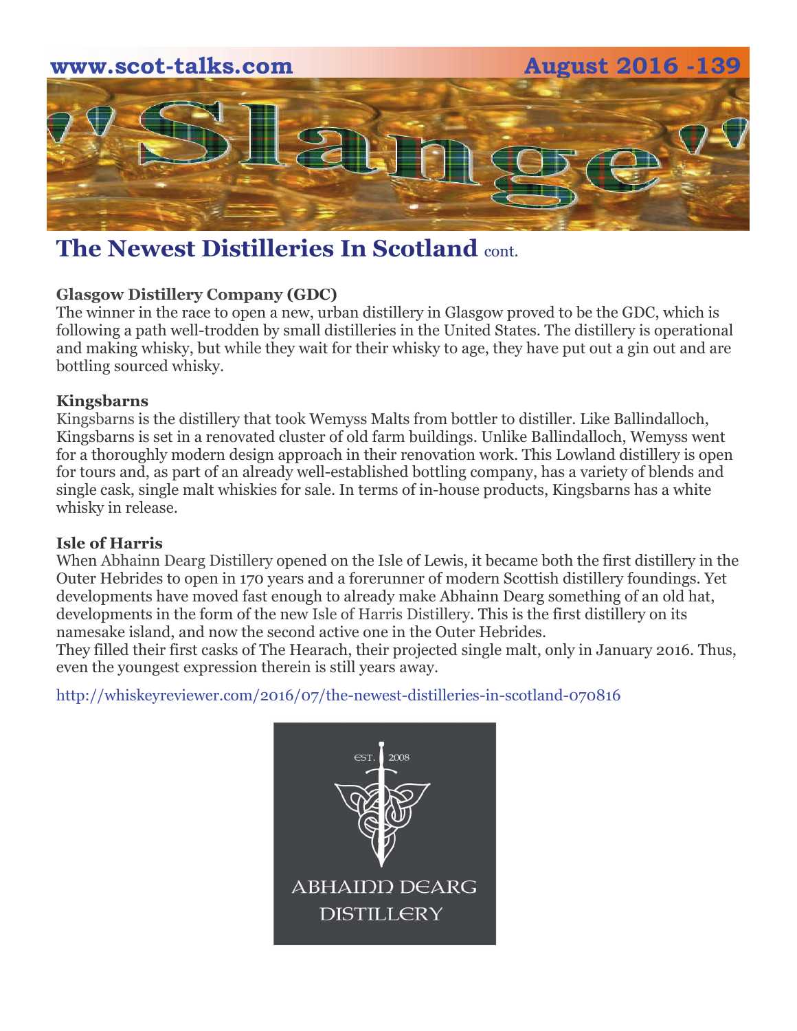## The Newest Distilleries In Scotland cont.

**Glasgow Distillery Company (GDC)**
The winner in the race to open a new, urban distillery in Glasgow proved to be the GDC, which is following a path well-trodden by small distilleries in the United States. The distillery is operational and making whisky, but while they wait for their whisky to age, they have put out a gin out and are bottling sourced whisky.

**Kingsbarns**
Kingsbarns is the distillery that took Wemyss Malts from bottler to distiller. Like Ballindalloch, Kingsbarns is set in a renovated cluster of old farm buildings. Unlike Ballindalloch, Wemyss went for a thoroughly modern design approach in their renovation work. This Lowland distillery is open for tours and, as part of an already well-established bottling company, has a variety of blends and single cask, single malt whiskies for sale. In terms of in-house products, Kingsbarns has a white whisky in release.

**Isle of Harris**
When Abhainn Dearg Distillery opened on the Isle of Lewis, it became both the first distillery in the Outer Hebrides to open in 170 years and a forerunner of modern Scottish distillery foundings. Yet developments have moved fast enough to already make Abhainn Dearg something of an old hat, developments in the form of the new Isle of Harris Distillery. This is the first distillery on its namesake island, and now the second active one in the Outer Hebrides.
They filled their first casks of The Hearach, their projected single malt, only in January 2016. Thus, even the youngest expression therein is still years away.

http://whiskeyreviewer.com/2016/07/the-newest-distilleries-in-scotland-070816

EST. 2008
ABHAINN DEARG DISTILLERY